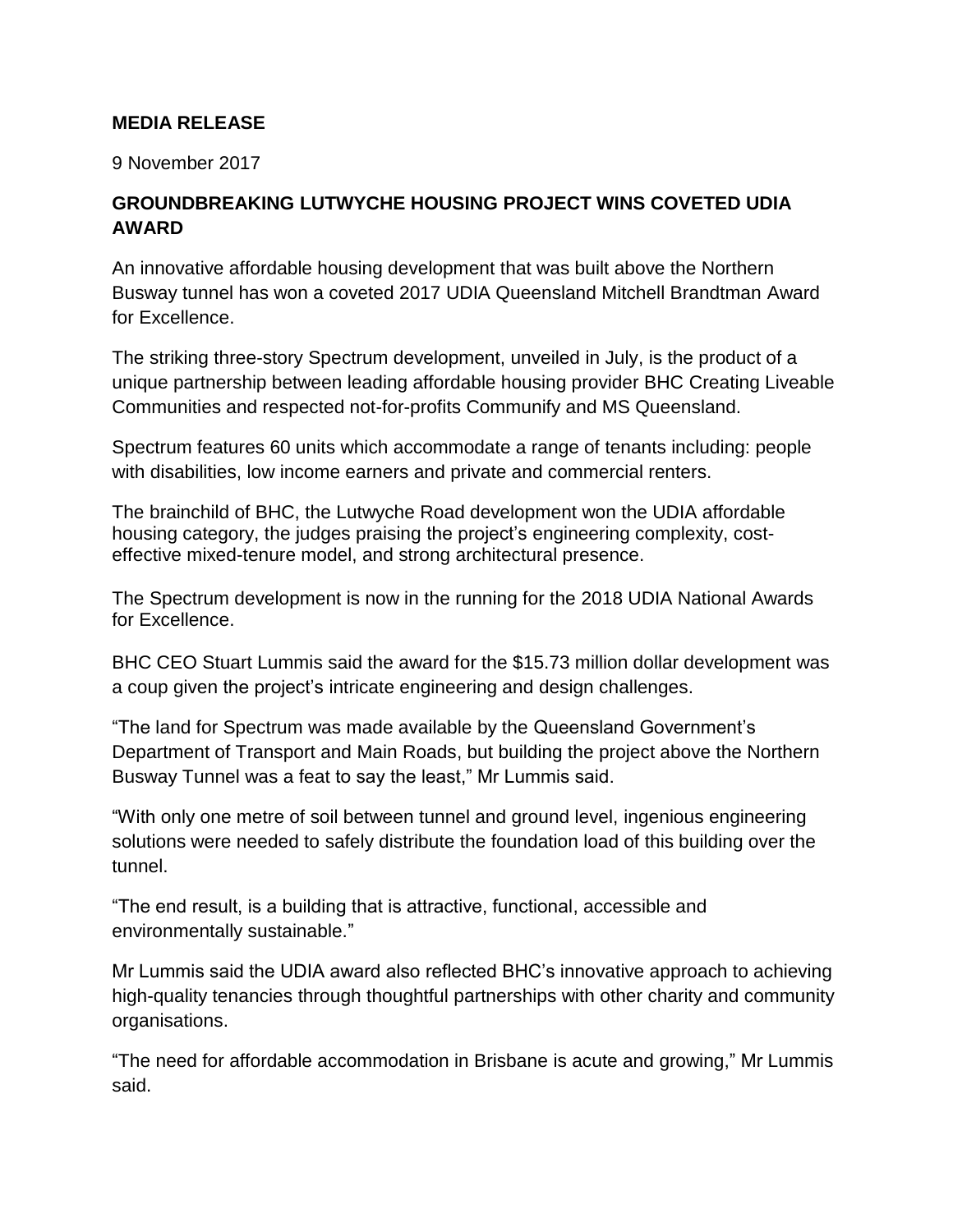**MEDIA RELEASE**

9 November 2017

**GROUNDBREAKING LUTWYCHE HOUSING PROJECT WINS COVETED UDIA AWARD**

An innovative affordable housing development that was built above the Northern Busway tunnel has won a coveted 2017 UDIA Queensland Mitchell Brandtman Award for Excellence.

The striking three-story Spectrum development, unveiled in July, is the product of a unique partnership between leading affordable housing provider BHC Creating Liveable Communities and respected not-for-profits Communify and MS Queensland.

Spectrum features 60 units which accommodate a range of tenants including: people with disabilities, low income earners and private and commercial renters.

The brainchild of BHC, the Lutwyche Road development won the UDIA affordable housing category, the judges praising the project's engineering complexity, cost-effective mixed-tenure model, and strong architectural presence.

The Spectrum development is now in the running for the 2018 UDIA National Awards for Excellence.

BHC CEO Stuart Lummis said the award for the $15.73 million dollar development was a coup given the project's intricate engineering and design challenges.

"The land for Spectrum was made available by the Queensland Government's Department of Transport and Main Roads, but building the project above the Northern Busway Tunnel was a feat to say the least," Mr Lummis said.

"With only one metre of soil between tunnel and ground level, ingenious engineering solutions were needed to safely distribute the foundation load of this building over the tunnel.

"The end result, is a building that is attractive, functional, accessible and environmentally sustainable."

Mr Lummis said the UDIA award also reflected BHC's innovative approach to achieving high-quality tenancies through thoughtful partnerships with other charity and community organisations.

"The need for affordable accommodation in Brisbane is acute and growing," Mr Lummis said.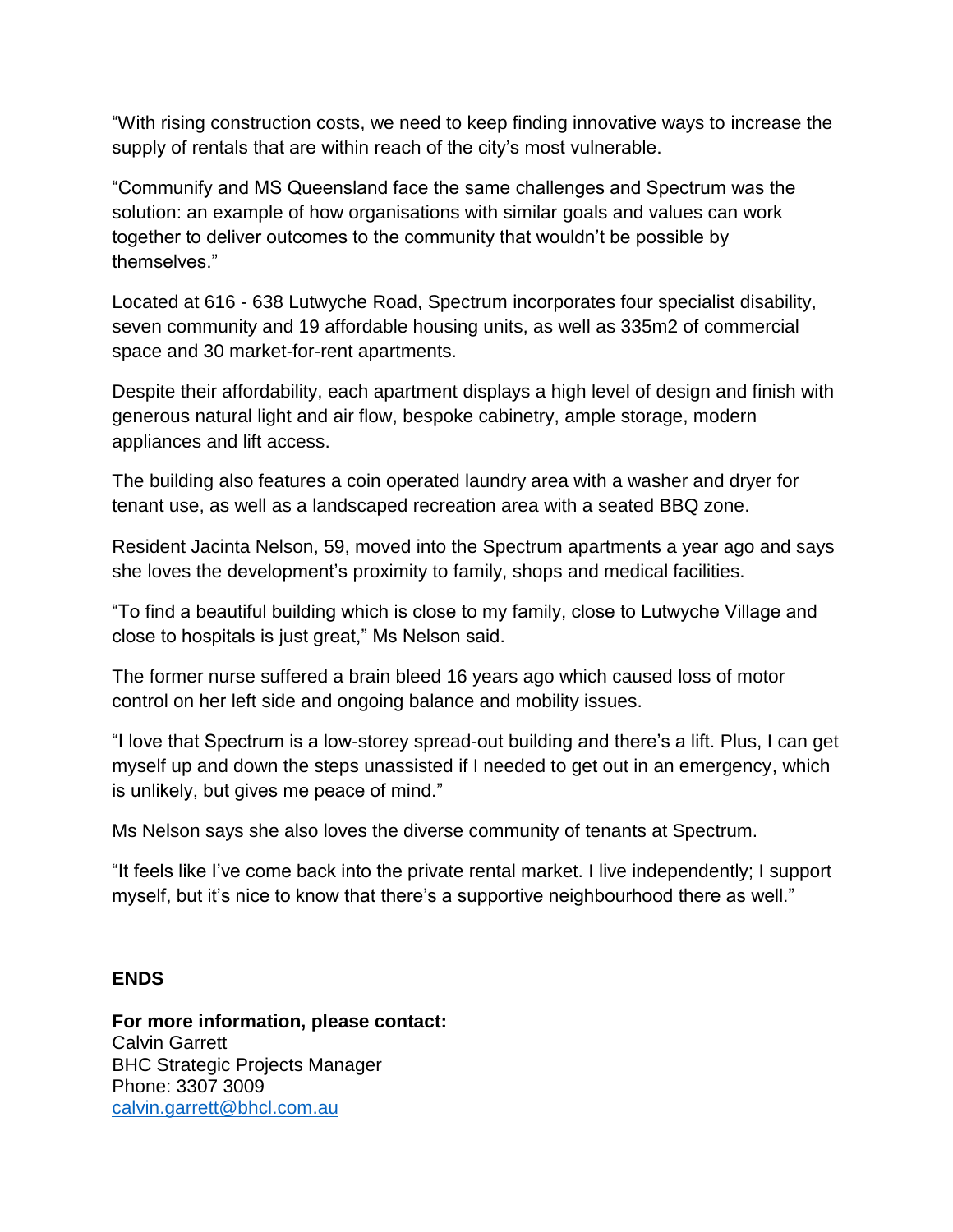"With rising construction costs, we need to keep finding innovative ways to increase the supply of rentals that are within reach of the city's most vulnerable.

"Communify and MS Queensland face the same challenges and Spectrum was the solution: an example of how organisations with similar goals and values can work together to deliver outcomes to the community that wouldn't be possible by themselves."

Located at 616 - 638 Lutwyche Road, Spectrum incorporates four specialist disability, seven community and 19 affordable housing units, as well as 335m2 of commercial space and 30 market-for-rent apartments.

Despite their affordability, each apartment displays a high level of design and finish with generous natural light and air flow, bespoke cabinetry, ample storage, modern appliances and lift access.

The building also features a coin operated laundry area with a washer and dryer for tenant use, as well as a landscaped recreation area with a seated BBQ zone.

Resident Jacinta Nelson, 59, moved into the Spectrum apartments a year ago and says she loves the development's proximity to family, shops and medical facilities.

"To find a beautiful building which is close to my family, close to Lutwyche Village and close to hospitals is just great," Ms Nelson said.

The former nurse suffered a brain bleed 16 years ago which caused loss of motor control on her left side and ongoing balance and mobility issues.

"I love that Spectrum is a low-storey spread-out building and there's a lift. Plus, I can get myself up and down the steps unassisted if I needed to get out in an emergency, which is unlikely, but gives me peace of mind."

Ms Nelson says she also loves the diverse community of tenants at Spectrum.

"It feels like I've come back into the private rental market. I live independently; I support myself, but it's nice to know that there's a supportive neighbourhood there as well."

**ENDS**

**For more information, please contact:**
Calvin Garrett
BHC Strategic Projects Manager
Phone: 3307 3009
calvin.garrett@bhcl.com.au